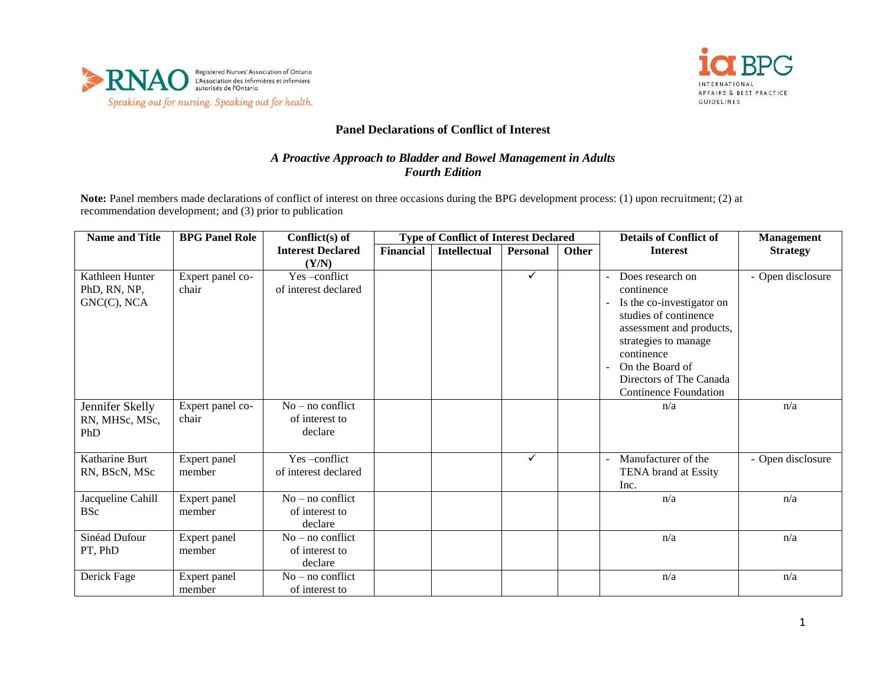## Panel Declarations of Conflict of Interest

### *A Proactive Approach to Bladder and Bowel Management in Adults*
### *Fourth Edition*

**Note:** Panel members made declarations of conflict of interest on three occasions during the BPG development process: (1) upon recruitment; (2) at recommendation development; and (3) prior to publication

| Name and Title | BPG Panel Role | Conflict(s) of Interest Declared (Y/N) | Type of Conflict of Interest Declared | | | | Details of Conflict of Interest | Management Strategy |
|---|---|---|---|---|---|---|---|---|
| | | | Financial | Intellectual | Personal | Other | | |
| Kathleen Hunter PhD, RN, NP, GNC(C), NCA | Expert panel co-chair | Yes –conflict of interest declared | | | ✓ | | - Does research on continence<br>- Is the co-investigator on studies of continence assessment and products, strategies to manage continence<br>- On the Board of Directors of The Canada Continence Foundation | - Open disclosure |
| Jennifer Skelly RN, MHSc, MSc, PhD | Expert panel co-chair | No – no conflict of interest to declare | | | | | n/a | n/a |
| Katharine Burt RN, BScN, MSc | Expert panel member | Yes –conflict of interest declared | | | ✓ | | - Manufacturer of the TENA brand at Essity Inc. | - Open disclosure |
| Jacqueline Cahill BSc | Expert panel member | No – no conflict of interest to declare | | | | | n/a | n/a |
| Sinéad Dufour PT, PhD | Expert panel member | No – no conflict of interest to declare | | | | | n/a | n/a |
| Derick Fage | Expert panel member | No – no conflict of interest to | | | | | n/a | n/a |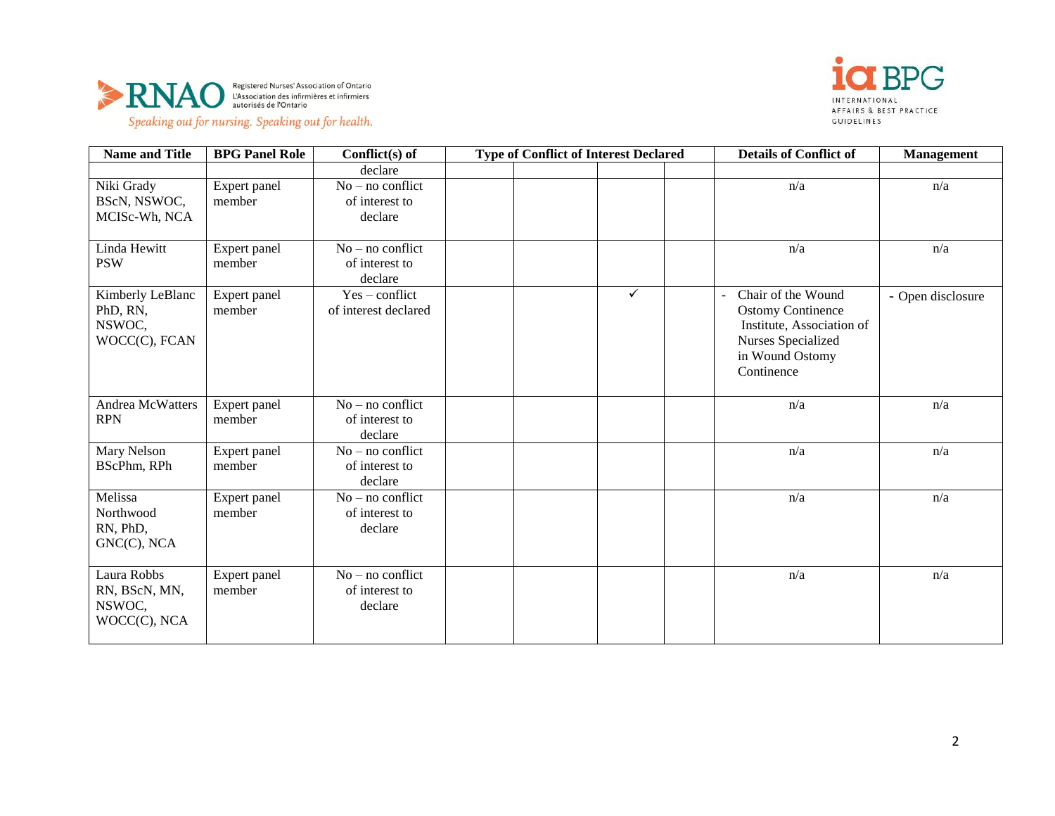| Name and Title | BPG Panel Role | Conflict(s) of declare | Type of Conflict of Interest Declared | | | | Details of Conflict of | Management |
|---|---|---|---|---|---|---|---|---|
| Niki Grady BScN, NSWOC, MCISc-Wh, NCA | Expert panel member | No – no conflict of interest to declare | | | | | n/a | n/a |
| Linda Hewitt PSW | Expert panel member | No – no conflict of interest to declare | | | | | n/a | n/a |
| Kimberly LeBlanc PhD, RN, NSWOC, WOCC(C), FCAN | Expert panel member | Yes – conflict of interest declared | | | ✓ | | - Chair of the Wound Ostomy Continence Institute, Association of Nurses Specialized in Wound Ostomy Continence | - Open disclosure |
| Andrea McWatters RPN | Expert panel member | No – no conflict of interest to declare | | | | | n/a | n/a |
| Mary Nelson BScPhm, RPh | Expert panel member | No – no conflict of interest to declare | | | | | n/a | n/a |
| Melissa Northwood RN, PhD, GNC(C), NCA | Expert panel member | No – no conflict of interest to declare | | | | | n/a | n/a |
| Laura Robbs RN, BScN, MN, NSWOC, WOCC(C), NCA | Expert panel member | No – no conflict of interest to declare | | | | | n/a | n/a |